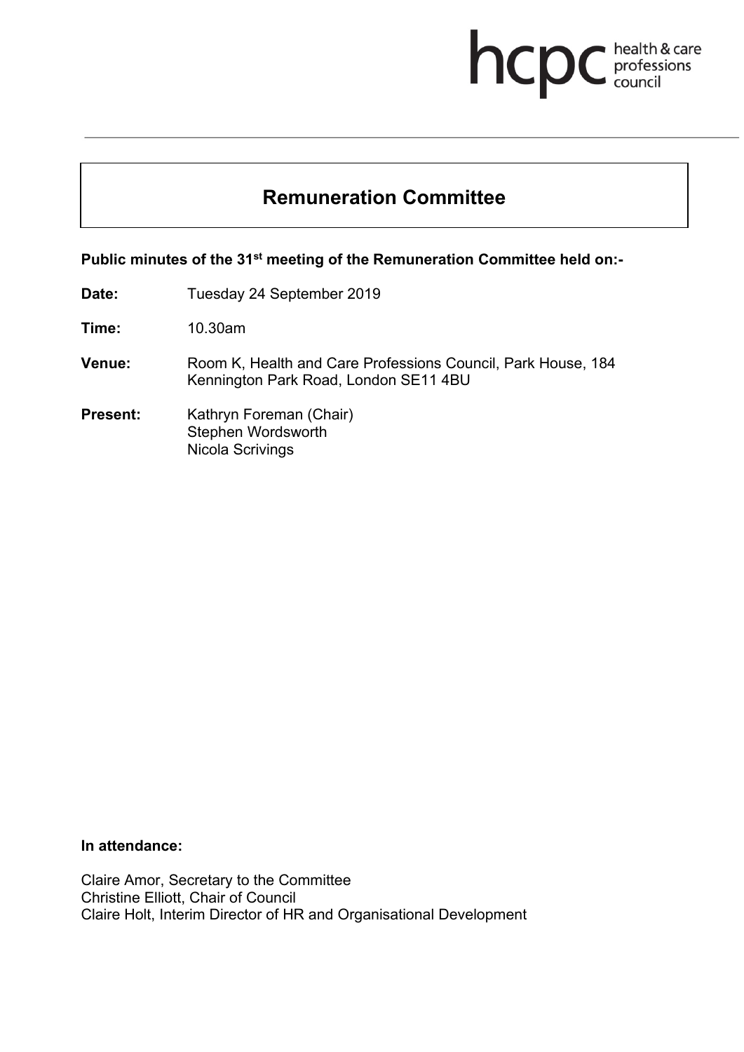# Remuneration Committee

**Public minutes of the 31st meeting of the Remuneration Committee held on:-**

**Date:** Tuesday 24 September 2019

**Time:** 10.30am

**Venue:** Room K, Health and Care Professions Council, Park House, 184 Kennington Park Road, London SE11 4BU

**Present:** Kathryn Foreman (Chair)
Stephen Wordsworth
Nicola Scrivings

**In attendance:**

Claire Amor, Secretary to the Committee
Christine Elliott, Chair of Council
Claire Holt, Interim Director of HR and Organisational Development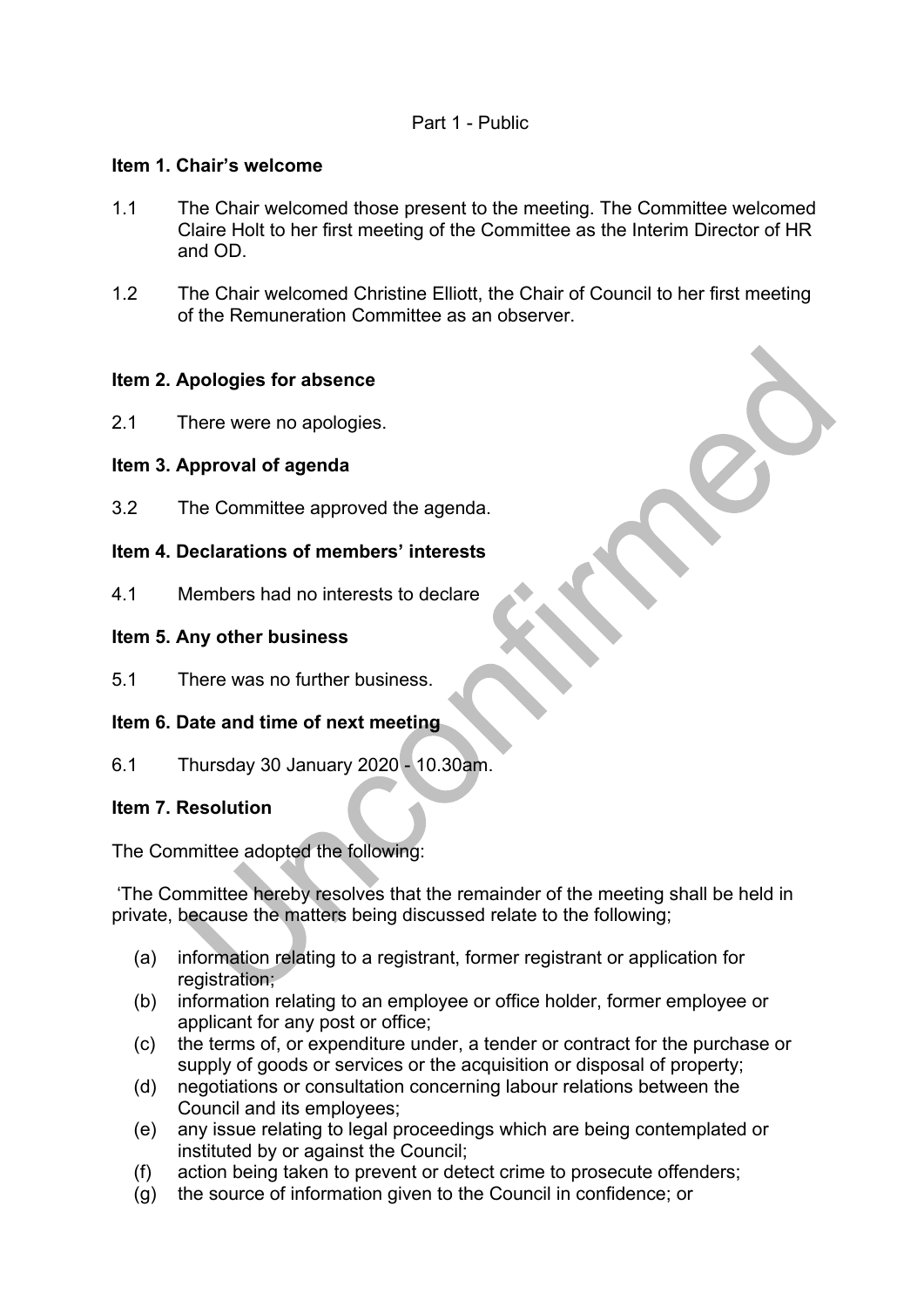Part 1 - Public

**Item 1. Chair's welcome**

1.1 The Chair welcomed those present to the meeting. The Committee welcomed Claire Holt to her first meeting of the Committee as the Interim Director of HR and OD.

1.2 The Chair welcomed Christine Elliott, the Chair of Council to her first meeting of the Remuneration Committee as an observer.

**Item 2. Apologies for absence**

2.1 There were no apologies.

**Item 3. Approval of agenda**

3.2 The Committee approved the agenda.

**Item 4. Declarations of members' interests**

4.1 Members had no interests to declare

**Item 5. Any other business**

5.1 There was no further business.

**Item 6. Date and time of next meeting**

6.1 Thursday 30 January 2020 - 10.30am.

**Item 7. Resolution**

The Committee adopted the following:

'The Committee hereby resolves that the remainder of the meeting shall be held in private, because the matters being discussed relate to the following;

(a) information relating to a registrant, former registrant or application for registration;
(b) information relating to an employee or office holder, former employee or applicant for any post or office;
(c) the terms of, or expenditure under, a tender or contract for the purchase or supply of goods or services or the acquisition or disposal of property;
(d) negotiations or consultation concerning labour relations between the Council and its employees;
(e) any issue relating to legal proceedings which are being contemplated or instituted by or against the Council;
(f) action being taken to prevent or detect crime to prosecute offenders;
(g) the source of information given to the Council in confidence; or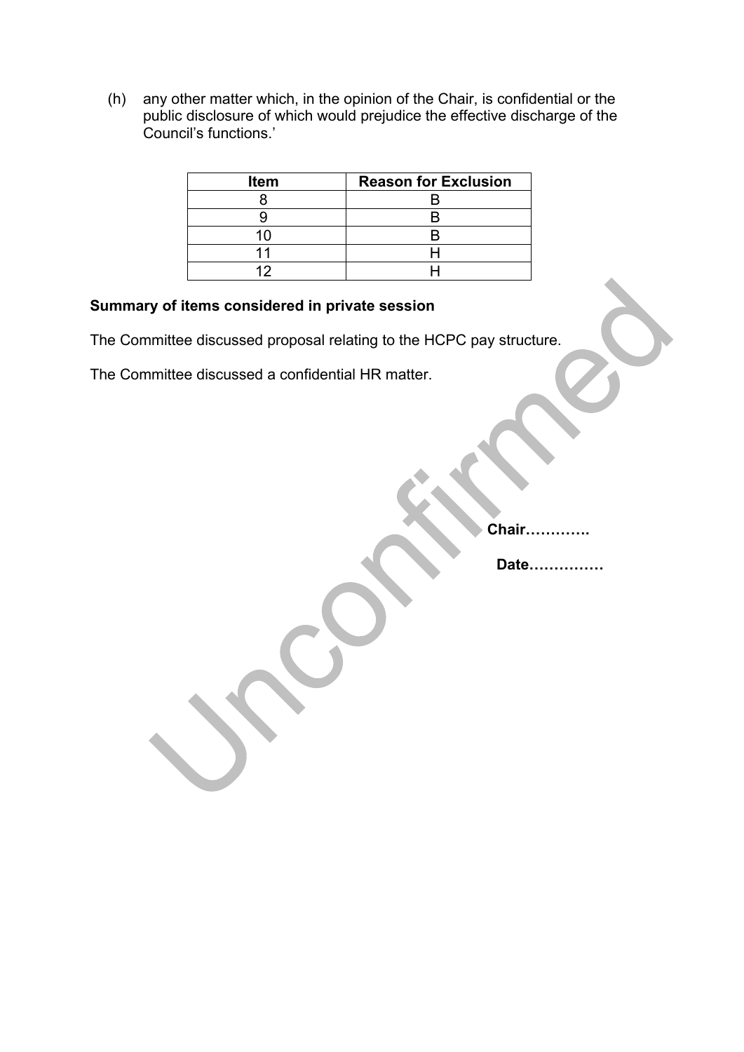(h) any other matter which, in the opinion of the Chair, is confidential or the public disclosure of which would prejudice the effective discharge of the Council's functions.'

| Item | Reason for Exclusion |
|---|---|
| 8 | B |
| 9 | B |
| 10 | B |
| 11 | H |
| 12 | H |

**Summary of items considered in private session**

The Committee discussed proposal relating to the HCPC pay structure.

The Committee discussed a confidential HR matter.

Unconfirmed

**Chair………….**

**Date……………**